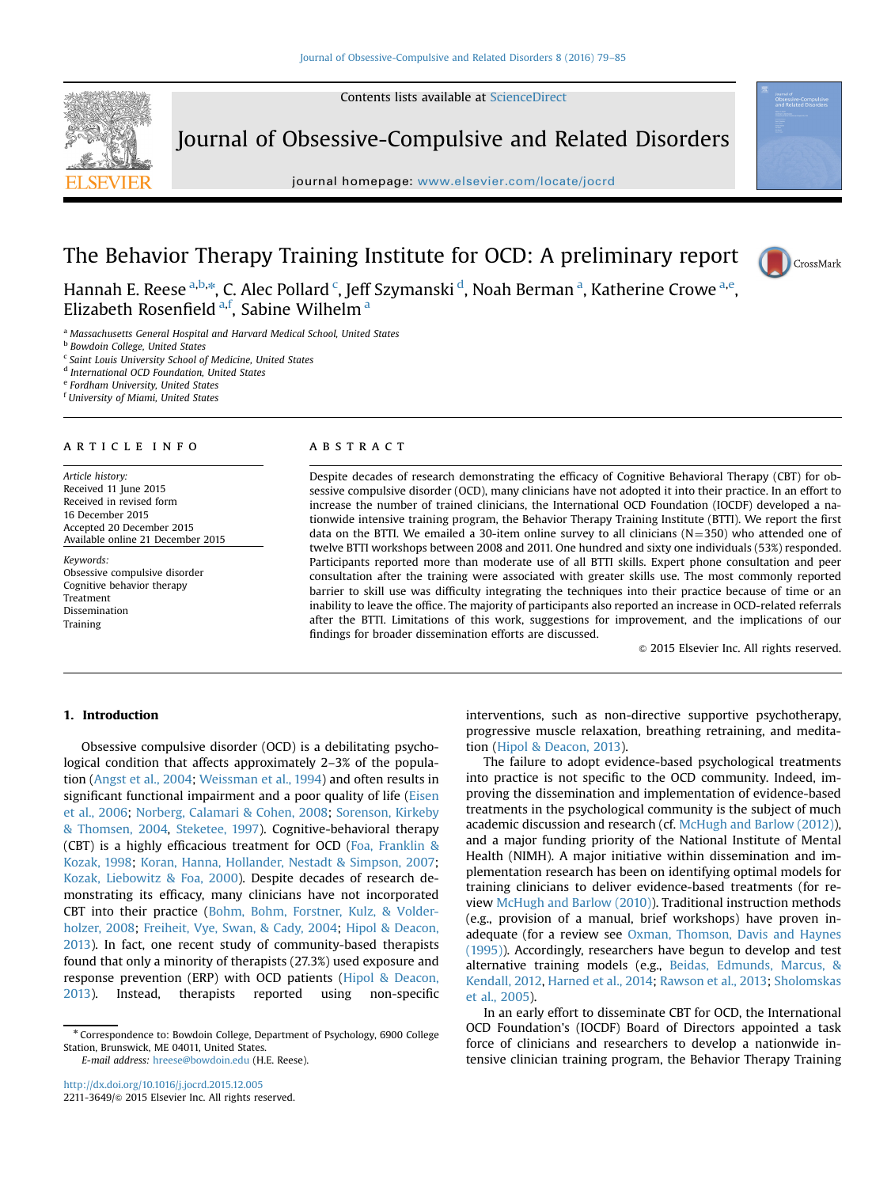# The Behavior Therapy Training Institute for OCD: A preliminary report

Hannah E. Reese [a,b,*], C. Alec Pollard [c], Jeff Szymanski [d], Noah Berman [a], Katherine Crowe [a,e], Elizabeth Rosenfield [a,f], Sabine Wilhelm [a]

[a] Massachusetts General Hospital and Harvard Medical School, United States
[b] Bowdoin College, United States
[c] Saint Louis University School of Medicine, United States
[d] International OCD Foundation, United States
[e] Fordham University, United States
[f] University of Miami, United States

## ARTICLE INFO

*Article history:*
Received 11 June 2015
Received in revised form
16 December 2015
Accepted 20 December 2015
Available online 21 December 2015

*Keywords:*
Obsessive compulsive disorder
Cognitive behavior therapy
Treatment
Dissemination
Training

## ABSTRACT

Despite decades of research demonstrating the efficacy of Cognitive Behavioral Therapy (CBT) for obsessive compulsive disorder (OCD), many clinicians have not adopted it into their practice. In an effort to increase the number of trained clinicians, the International OCD Foundation (IOCDF) developed a nationwide intensive training program, the Behavior Therapy Training Institute (BTTI). We report the first data on the BTTI. We emailed a 30-item online survey to all clinicians (N=350) who attended one of twelve BTTI workshops between 2008 and 2011. One hundred and sixty one individuals (53%) responded. Participants reported more than moderate use of all BTTI skills. Expert phone consultation and peer consultation after the training were associated with greater skills use. The most commonly reported barrier to skill use was difficulty integrating the techniques into their practice because of time or an inability to leave the office. The majority of participants also reported an increase in OCD-related referrals after the BTTI. Limitations of this work, suggestions for improvement, and the implications of our findings for broader dissemination efforts are discussed.

© 2015 Elsevier Inc. All rights reserved.

## 1. Introduction

Obsessive compulsive disorder (OCD) is a debilitating psychological condition that affects approximately 2–3% of the population (Angst et al., 2004; Weissman et al., 1994) and often results in significant functional impairment and a poor quality of life (Eisen et al., 2006; Norberg, Calamari & Cohen, 2008; Sorenson, Kirkeby & Thomsen, 2004; Steketee, 1997). Cognitive-behavioral therapy (CBT) is a highly efficacious treatment for OCD (Foa, Franklin & Kozak, 1998; Koran, Hanna, Hollander, Nestadt & Simpson, 2007; Kozak, Liebowitz & Foa, 2000). Despite decades of research demonstrating its efficacy, many clinicians have not incorporated CBT into their practice (Bohm, Bohm, Forstner, Kulz, & Volderholzer, 2008; Freiheit, Vye, Swan, & Cady, 2004; Hipol & Deacon, 2013). In fact, one recent study of community-based therapists found that only a minority of therapists (27.3%) used exposure and response prevention (ERP) with OCD patients (Hipol & Deacon, 2013). Instead, therapists reported using non-specific interventions, such as non-directive supportive psychotherapy, progressive muscle relaxation, breathing retraining, and meditation (Hipol & Deacon, 2013).

The failure to adopt evidence-based psychological treatments into practice is not specific to the OCD community. Indeed, improving the dissemination and implementation of evidence-based treatments in the psychological community is the subject of much academic discussion and research (cf. McHugh and Barlow (2012)), and a major funding priority of the National Institute of Mental Health (NIMH). A major initiative within dissemination and implementation research has been on identifying optimal models for training clinicians to deliver evidence-based treatments (for review McHugh and Barlow (2010)). Traditional instruction methods (e.g., provision of a manual, brief workshops) have proven inadequate (for a review see Oxman, Thomson, Davis and Haynes (1995)). Accordingly, researchers have begun to develop and test alternative training models (e.g., Beidas, Edmunds, Marcus, & Kendall, 2012, Harned et al., 2014; Rawson et al., 2013; Sholomskas et al., 2005).

In an early effort to disseminate CBT for OCD, the International OCD Foundation's (IOCDF) Board of Directors appointed a task force of clinicians and researchers to develop a nationwide intensive clinician training program, the Behavior Therapy Training

* Correspondence to: Bowdoin College, Department of Psychology, 6900 College Station, Brunswick, ME 04011, United States.
E-mail address: hreese@bowdoin.edu (H.E. Reese).

http://dx.doi.org/10.1016/j.jocrd.2015.12.005
2211-3649/© 2015 Elsevier Inc. All rights reserved.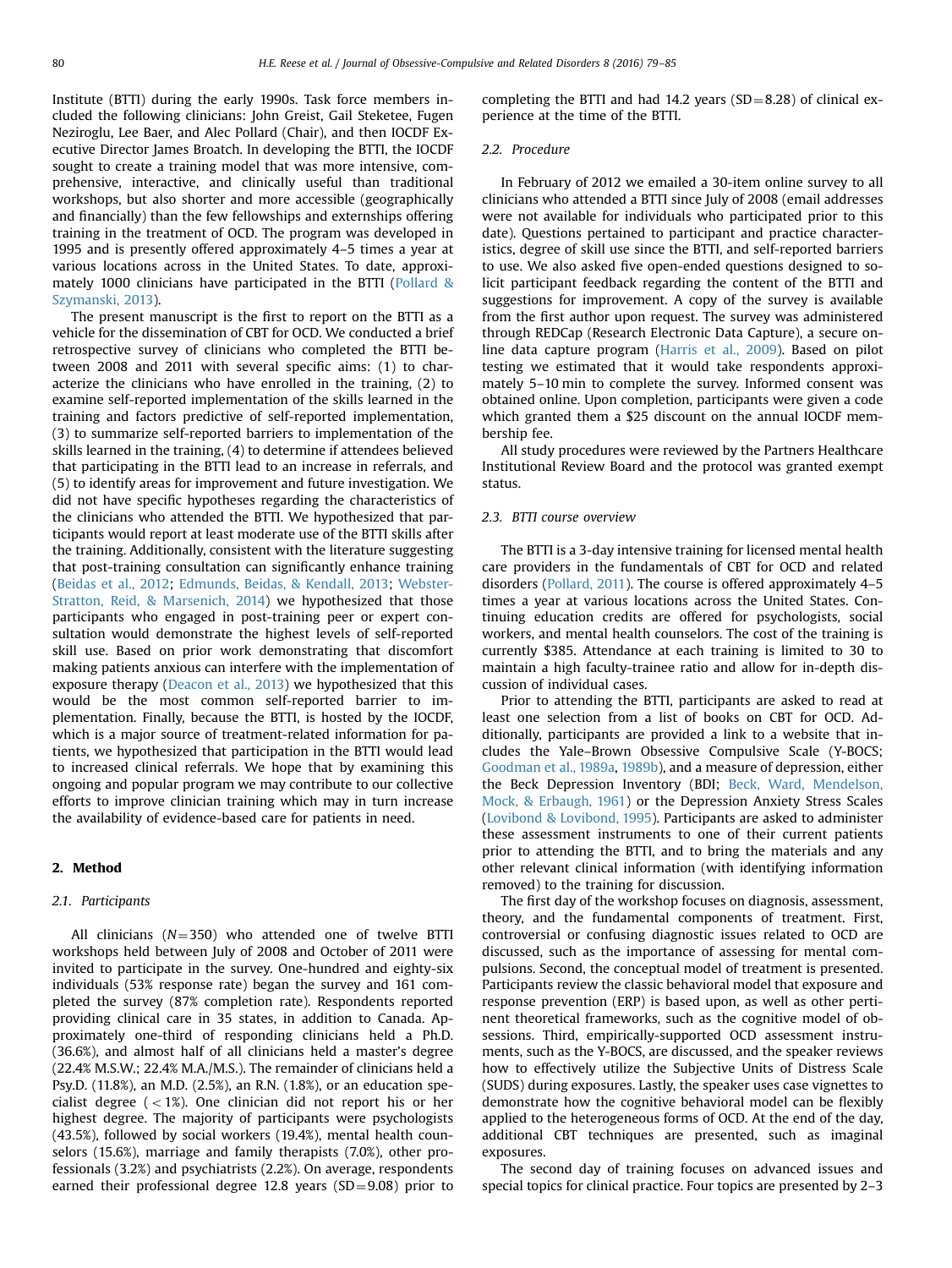Institute (BTTI) during the early 1990s. Task force members included the following clinicians: John Greist, Gail Steketee, Fugen Neziroglu, Lee Baer, and Alec Pollard (Chair), and then IOCDF Executive Director James Broatch. In developing the BTTI, the IOCDF sought to create a training model that was more intensive, comprehensive, interactive, and clinically useful than traditional workshops, but also shorter and more accessible (geographically and financially) than the few fellowships and externships offering training in the treatment of OCD. The program was developed in 1995 and is presently offered approximately 4–5 times a year at various locations across in the United States. To date, approximately 1000 clinicians have participated in the BTTI (Pollard & Szymanski, 2013).

The present manuscript is the first to report on the BTTI as a vehicle for the dissemination of CBT for OCD. We conducted a brief retrospective survey of clinicians who completed the BTTI between 2008 and 2011 with several specific aims: (1) to characterize the clinicians who have enrolled in the training, (2) to examine self-reported implementation of the skills learned in the training and factors predictive of self-reported implementation, (3) to summarize self-reported barriers to implementation of the skills learned in the training, (4) to determine if attendees believed that participating in the BTTI lead to an increase in referrals, and (5) to identify areas for improvement and future investigation. We did not have specific hypotheses regarding the characteristics of the clinicians who attended the BTTI. We hypothesized that participants would report at least moderate use of the BTTI skills after the training. Additionally, consistent with the literature suggesting that post-training consultation can significantly enhance training (Beidas et al., 2012; Edmunds, Beidas, & Kendall, 2013; Webster-Stratton, Reid, & Marsenich, 2014) we hypothesized that those participants who engaged in post-training peer or expert consultation would demonstrate the highest levels of self-reported skill use. Based on prior work demonstrating that discomfort making patients anxious can interfere with the implementation of exposure therapy (Deacon et al., 2013) we hypothesized that this would be the most common self-reported barrier to implementation. Finally, because the BTTI, is hosted by the IOCDF, which is a major source of treatment-related information for patients, we hypothesized that participation in the BTTI would lead to increased clinical referrals. We hope that by examining this ongoing and popular program we may contribute to our collective efforts to improve clinician training which may in turn increase the availability of evidence-based care for patients in need.

## 2. Method

### 2.1. Participants

All clinicians ($N = 350$) who attended one of twelve BTTI workshops held between July of 2008 and October of 2011 were invited to participate in the survey. One-hundred and eighty-six individuals (53% response rate) began the survey and 161 completed the survey (87% completion rate). Respondents reported providing clinical care in 35 states, in addition to Canada. Approximately one-third of responding clinicians held a Ph.D. (36.6%), and almost half of all clinicians held a master's degree (22.4% M.S.W.; 22.4% M.A./M.S.). The remainder of clinicians held a Psy.D. (11.8%), an M.D. (2.5%), an R.N. (1.8%), or an education specialist degree ($< 1\%$). One clinician did not report his or her highest degree. The majority of participants were psychologists (43.5%), followed by social workers (19.4%), mental health counselors (15.6%), marriage and family therapists (7.0%), other professionals (3.2%) and psychiatrists (2.2%). On average, respondents earned their professional degree 12.8 years ($SD = 9.08$) prior to completing the BTTI and had 14.2 years ($SD = 8.28$) of clinical experience at the time of the BTTI.

### 2.2. Procedure

In February of 2012 we emailed a 30-item online survey to all clinicians who attended a BTTI since July of 2008 (email addresses were not available for individuals who participated prior to this date). Questions pertained to participant and practice characteristics, degree of skill use since the BTTI, and self-reported barriers to use. We also asked five open-ended questions designed to solicit participant feedback regarding the content of the BTTI and suggestions for improvement. A copy of the survey is available from the first author upon request. The survey was administered through REDCap (Research Electronic Data Capture), a secure online data capture program (Harris et al., 2009). Based on pilot testing we estimated that it would take respondents approximately 5–10 min to complete the survey. Informed consent was obtained online. Upon completion, participants were given a code which granted them a $25 discount on the annual IOCDF membership fee.

All study procedures were reviewed by the Partners Healthcare Institutional Review Board and the protocol was granted exempt status.

### 2.3. BTTI course overview

The BTTI is a 3-day intensive training for licensed mental health care providers in the fundamentals of CBT for OCD and related disorders (Pollard, 2011). The course is offered approximately 4–5 times a year at various locations across the United States. Continuing education credits are offered for psychologists, social workers, and mental health counselors. The cost of the training is currently $385. Attendance at each training is limited to 30 to maintain a high faculty-trainee ratio and allow for in-depth discussion of individual cases.

Prior to attending the BTTI, participants are asked to read at least one selection from a list of books on CBT for OCD. Additionally, participants are provided a link to a website that includes the Yale–Brown Obsessive Compulsive Scale (Y-BOCS; Goodman et al., 1989a, 1989b), and a measure of depression, either the Beck Depression Inventory (BDI; Beck, Ward, Mendelson, Mock, & Erbaugh, 1961) or the Depression Anxiety Stress Scales (Lovibond & Lovibond, 1995). Participants are asked to administer these assessment instruments to one of their current patients prior to attending the BTTI, and to bring the materials and any other relevant clinical information (with identifying information removed) to the training for discussion.

The first day of the workshop focuses on diagnosis, assessment, theory, and the fundamental components of treatment. First, controversial or confusing diagnostic issues related to OCD are discussed, such as the importance of assessing for mental compulsions. Second, the conceptual model of treatment is presented. Participants review the classic behavioral model that exposure and response prevention (ERP) is based upon, as well as other pertinent theoretical frameworks, such as the cognitive model of obsessions. Third, empirically-supported OCD assessment instruments, such as the Y-BOCS, are discussed, and the speaker reviews how to effectively utilize the Subjective Units of Distress Scale (SUDS) during exposures. Lastly, the speaker uses case vignettes to demonstrate how the cognitive behavioral model can be flexibly applied to the heterogeneous forms of OCD. At the end of the day, additional CBT techniques are presented, such as imaginal exposures.

The second day of training focuses on advanced issues and special topics for clinical practice. Four topics are presented by 2–3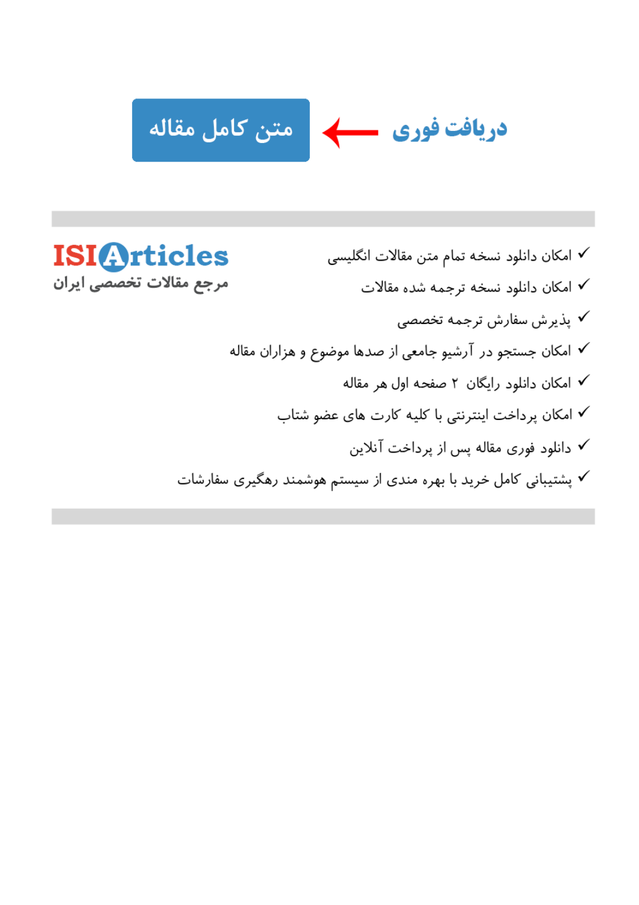دریافت فوری ← متن کامل مقاله

**ISIArticles**
مرجع مقالات تخصصی ایران

- ✓ امکان دانلود نسخه تمام متن مقالات انگلیسی
- ✓ امکان دانلود نسخه ترجمه شده مقالات
- ✓ پذیرش سفارش ترجمه تخصصی
- ✓ امکان جستجو در آرشیو جامعی از صدها موضوع و هزاران مقاله
- ✓ امکان دانلود رایگان ۲ صفحه اول هر مقاله
- ✓ امکان پرداخت اینترنتی با کلیه کارت های عضو شتاب
- ✓ دانلود فوری مقاله پس از پرداخت آنلاین
- ✓ پشتیبانی کامل خرید با بهره مندی از سیستم هوشمند رهگیری سفارشات